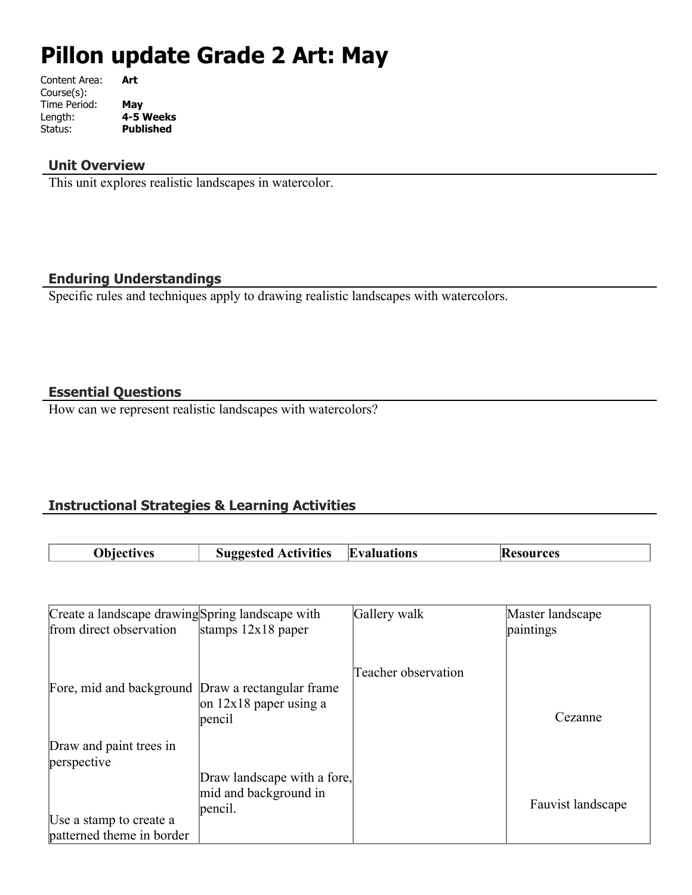# Pillon update Grade 2 Art: May

Content Area: **Art**
Course(s):
Time Period: **May**
Length: **4-5 Weeks**
Status: **Published**

## Unit Overview

This unit explores realistic landscapes in watercolor.

## Enduring Understandings

Specific rules and techniques apply to drawing realistic landscapes with watercolors.

## Essential Questions

How can we represent realistic landscapes with watercolors?

## Instructional Strategies & Learning Activities

| Objectives | Suggested Activities | Evaluations | Resources |
|---|---|---|---|
| Create a landscape drawing from direct observation<br><br>Fore, mid and background<br><br>Draw and paint trees in perspective<br><br>Use a stamp to create a patterned theme in border | Spring landscape with stamps 12x18 paper<br><br>Draw a rectangular frame on 12x18 paper using a pencil<br><br>Draw landscape with a fore, mid and background in pencil. | Gallery walk<br><br>Teacher observation | Master landscape paintings<br><br>Cezanne<br><br>Fauvist landscape |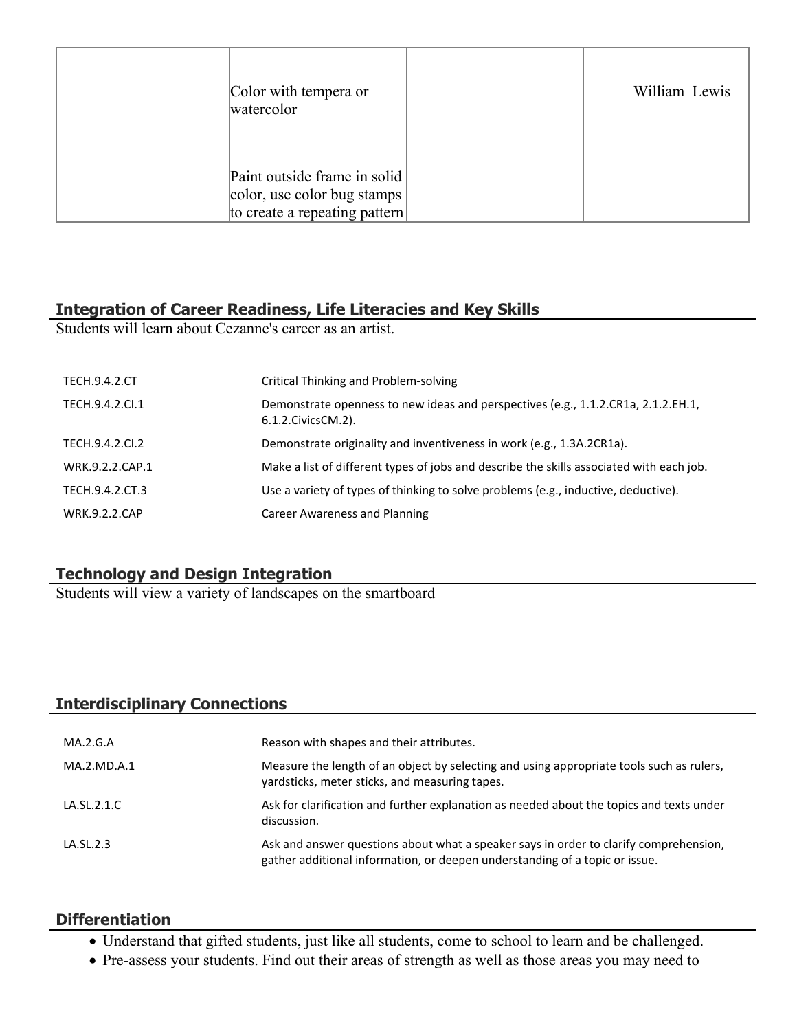| | | | |
|---|---|---|---|
| | Color with tempera or watercolor<br><br>Paint outside frame in solid color, use color bug stamps to create a repeating pattern | | William Lewis |

## Integration of Career Readiness, Life Literacies and Key Skills

Students will learn about Cezanne's career as an artist.

| | |
|---|---|
| TECH.9.4.2.CT | Critical Thinking and Problem-solving |
| TECH.9.4.2.CI.1 | Demonstrate openness to new ideas and perspectives (e.g., 1.1.2.CR1a, 2.1.2.EH.1, 6.1.2.CivicsCM.2). |
| TECH.9.4.2.CI.2 | Demonstrate originality and inventiveness in work (e.g., 1.3A.2CR1a). |
| WRK.9.2.2.CAP.1 | Make a list of different types of jobs and describe the skills associated with each job. |
| TECH.9.4.2.CT.3 | Use a variety of types of thinking to solve problems (e.g., inductive, deductive). |
| WRK.9.2.2.CAP | Career Awareness and Planning |

## Technology and Design Integration

Students will view a variety of landscapes on the smartboard

## Interdisciplinary Connections

| | |
|---|---|
| MA.2.G.A | Reason with shapes and their attributes. |
| MA.2.MD.A.1 | Measure the length of an object by selecting and using appropriate tools such as rulers, yardsticks, meter sticks, and measuring tapes. |
| LA.SL.2.1.C | Ask for clarification and further explanation as needed about the topics and texts under discussion. |
| LA.SL.2.3 | Ask and answer questions about what a speaker says in order to clarify comprehension, gather additional information, or deepen understanding of a topic or issue. |

## Differentiation

- Understand that gifted students, just like all students, come to school to learn and be challenged.
- Pre-assess your students. Find out their areas of strength as well as those areas you may need to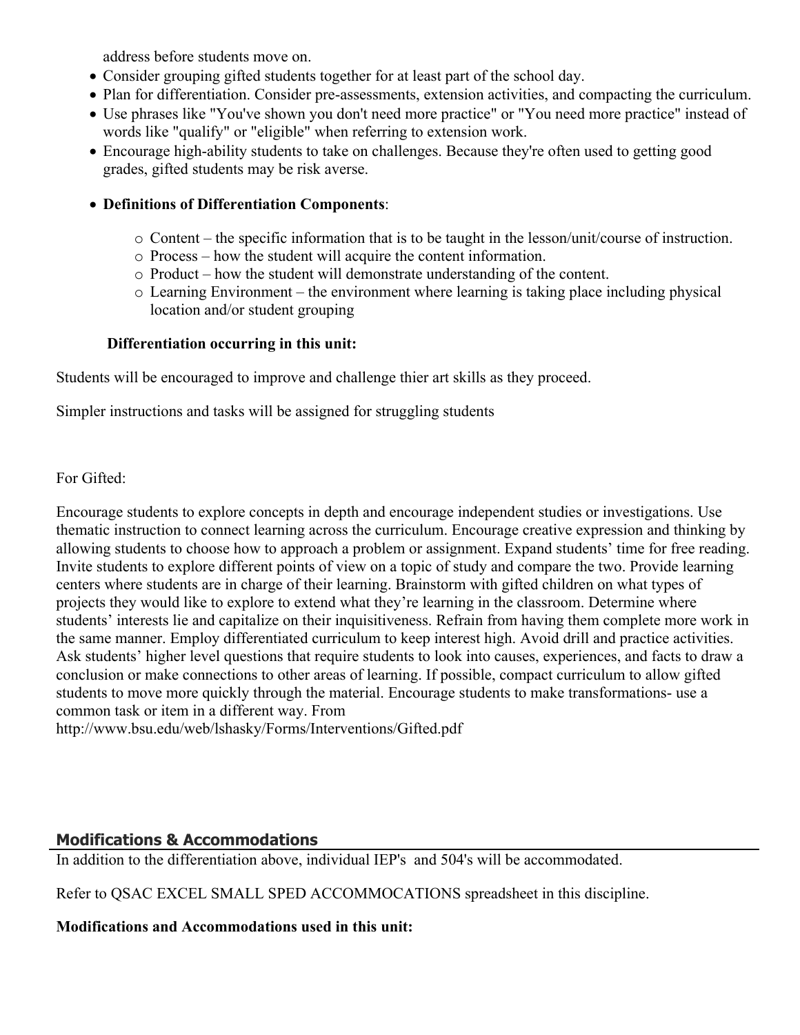address before students move on.

- Consider grouping gifted students together for at least part of the school day.
- Plan for differentiation. Consider pre-assessments, extension activities, and compacting the curriculum.
- Use phrases like "You've shown you don't need more practice" or "You need more practice" instead of words like "qualify" or "eligible" when referring to extension work.
- Encourage high-ability students to take on challenges. Because they're often used to getting good grades, gifted students may be risk averse.
- **Definitions of Differentiation Components**:
  - Content – the specific information that is to be taught in the lesson/unit/course of instruction.
  - Process – how the student will acquire the content information.
  - Product – how the student will demonstrate understanding of the content.
  - Learning Environment – the environment where learning is taking place including physical location and/or student grouping

**Differentiation occurring in this unit:**

Students will be encouraged to improve and challenge thier art skills as they proceed.

Simpler instructions and tasks will be assigned for struggling students

For Gifted:

Encourage students to explore concepts in depth and encourage independent studies or investigations. Use thematic instruction to connect learning across the curriculum. Encourage creative expression and thinking by allowing students to choose how to approach a problem or assignment. Expand students' time for free reading. Invite students to explore different points of view on a topic of study and compare the two. Provide learning centers where students are in charge of their learning. Brainstorm with gifted children on what types of projects they would like to explore to extend what they're learning in the classroom. Determine where students' interests lie and capitalize on their inquisitiveness. Refrain from having them complete more work in the same manner. Employ differentiated curriculum to keep interest high. Avoid drill and practice activities. Ask students' higher level questions that require students to look into causes, experiences, and facts to draw a conclusion or make connections to other areas of learning. If possible, compact curriculum to allow gifted students to move more quickly through the material. Encourage students to make transformations- use a common task or item in a different way. From http://www.bsu.edu/web/lshasky/Forms/Interventions/Gifted.pdf

## Modifications & Accommodations

In addition to the differentiation above, individual IEP's and 504's will be accommodated.

Refer to QSAC EXCEL SMALL SPED ACCOMMOCATIONS spreadsheet in this discipline.

**Modifications and Accommodations used in this unit:**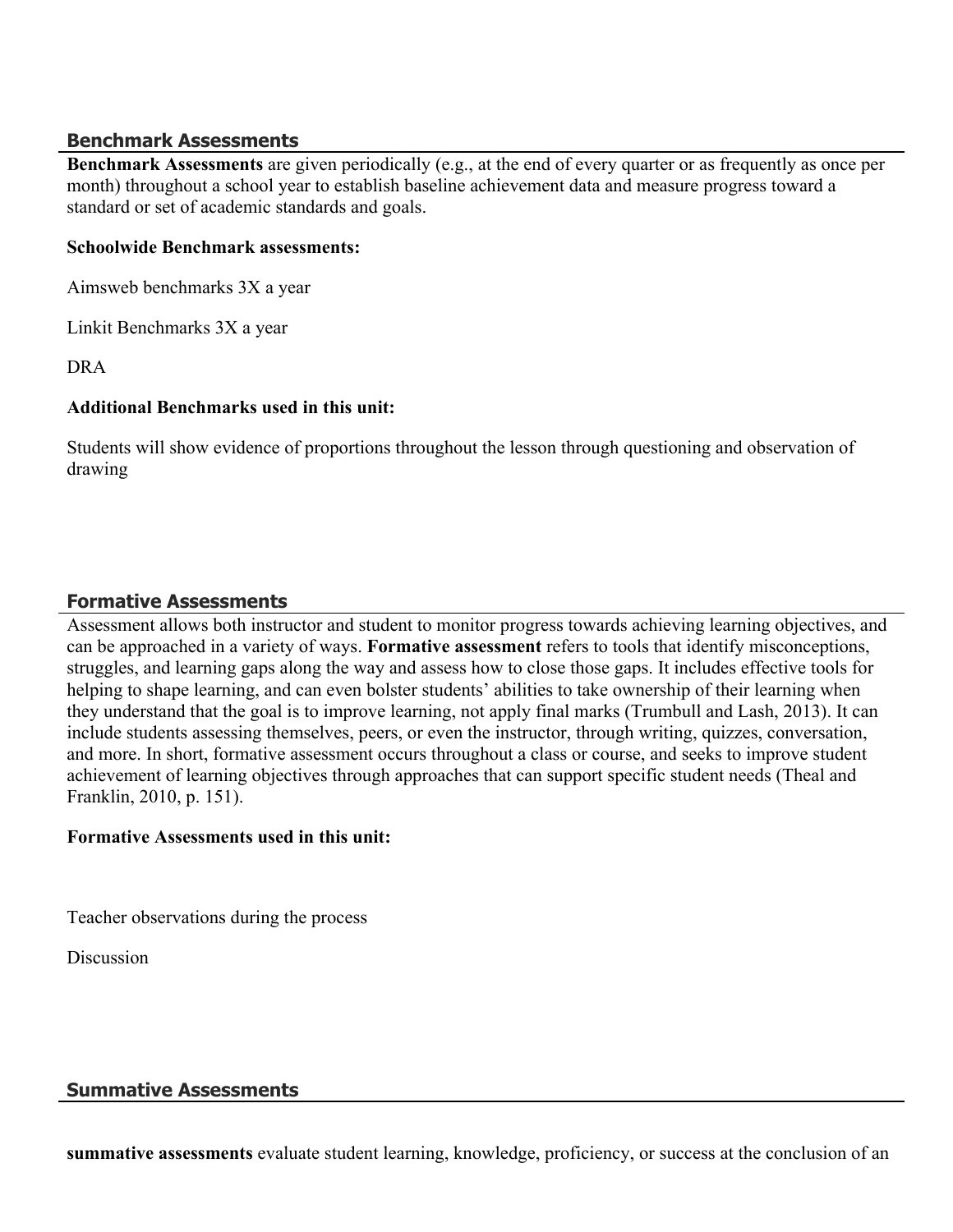## Benchmark Assessments

**Benchmark Assessments** are given periodically (e.g., at the end of every quarter or as frequently as once per month) throughout a school year to establish baseline achievement data and measure progress toward a standard or set of academic standards and goals.

**Schoolwide Benchmark assessments:**

Aimsweb benchmarks 3X a year

Linkit Benchmarks 3X a year

DRA

**Additional Benchmarks used in this unit:**

Students will show evidence of proportions throughout the lesson through questioning and observation of drawing

## Formative Assessments

Assessment allows both instructor and student to monitor progress towards achieving learning objectives, and can be approached in a variety of ways. **Formative assessment** refers to tools that identify misconceptions, struggles, and learning gaps along the way and assess how to close those gaps. It includes effective tools for helping to shape learning, and can even bolster students' abilities to take ownership of their learning when they understand that the goal is to improve learning, not apply final marks (Trumbull and Lash, 2013). It can include students assessing themselves, peers, or even the instructor, through writing, quizzes, conversation, and more. In short, formative assessment occurs throughout a class or course, and seeks to improve student achievement of learning objectives through approaches that can support specific student needs (Theal and Franklin, 2010, p. 151).

**Formative Assessments used in this unit:**

Teacher observations during the process

Discussion

## Summative Assessments

**summative assessments** evaluate student learning, knowledge, proficiency, or success at the conclusion of an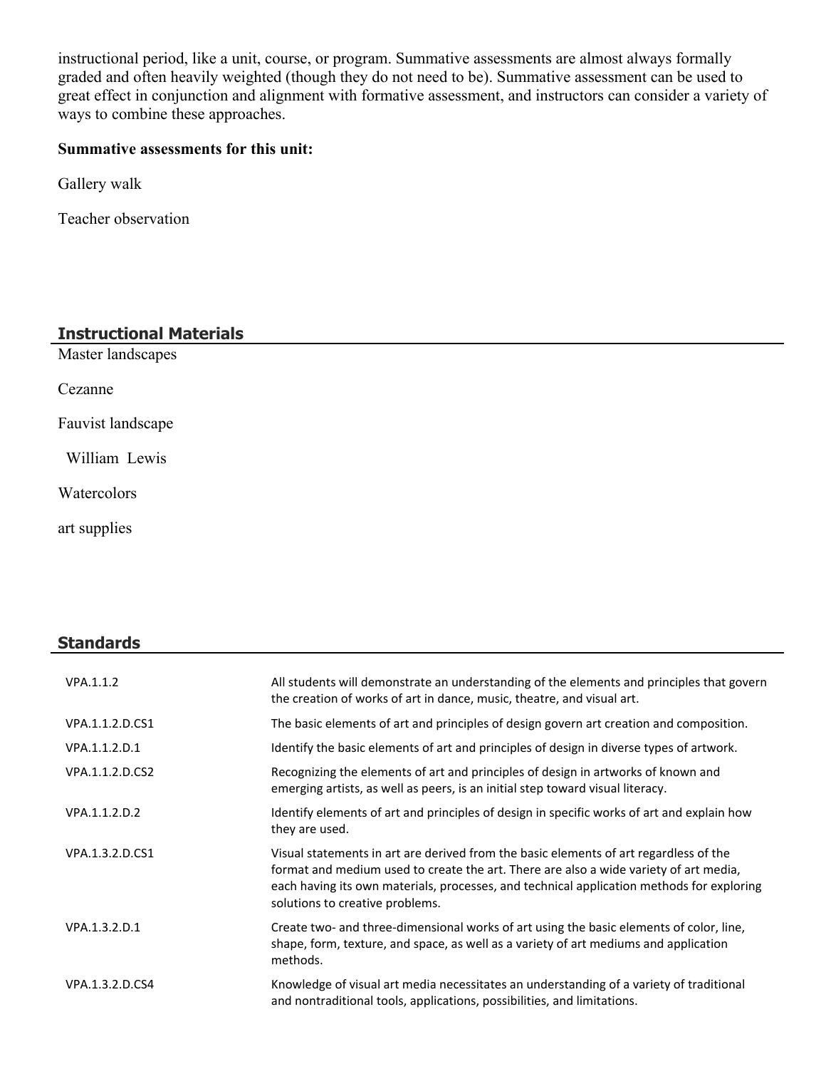instructional period, like a unit, course, or program. Summative assessments are almost always formally graded and often heavily weighted (though they do not need to be). Summative assessment can be used to great effect in conjunction and alignment with formative assessment, and instructors can consider a variety of ways to combine these approaches.

**Summative assessments for this unit:**

Gallery walk

Teacher observation

## Instructional Materials

Master landscapes

Cezanne

Fauvist landscape

William Lewis

Watercolors

art supplies

## Standards

| | |
|---|---|
| VPA.1.1.2 | All students will demonstrate an understanding of the elements and principles that govern the creation of works of art in dance, music, theatre, and visual art. |
| VPA.1.1.2.D.CS1 | The basic elements of art and principles of design govern art creation and composition. |
| VPA.1.1.2.D.1 | Identify the basic elements of art and principles of design in diverse types of artwork. |
| VPA.1.1.2.D.CS2 | Recognizing the elements of art and principles of design in artworks of known and emerging artists, as well as peers, is an initial step toward visual literacy. |
| VPA.1.1.2.D.2 | Identify elements of art and principles of design in specific works of art and explain how they are used. |
| VPA.1.3.2.D.CS1 | Visual statements in art are derived from the basic elements of art regardless of the format and medium used to create the art. There are also a wide variety of art media, each having its own materials, processes, and technical application methods for exploring solutions to creative problems. |
| VPA.1.3.2.D.1 | Create two- and three-dimensional works of art using the basic elements of color, line, shape, form, texture, and space, as well as a variety of art mediums and application methods. |
| VPA.1.3.2.D.CS4 | Knowledge of visual art media necessitates an understanding of a variety of traditional and nontraditional tools, applications, possibilities, and limitations. |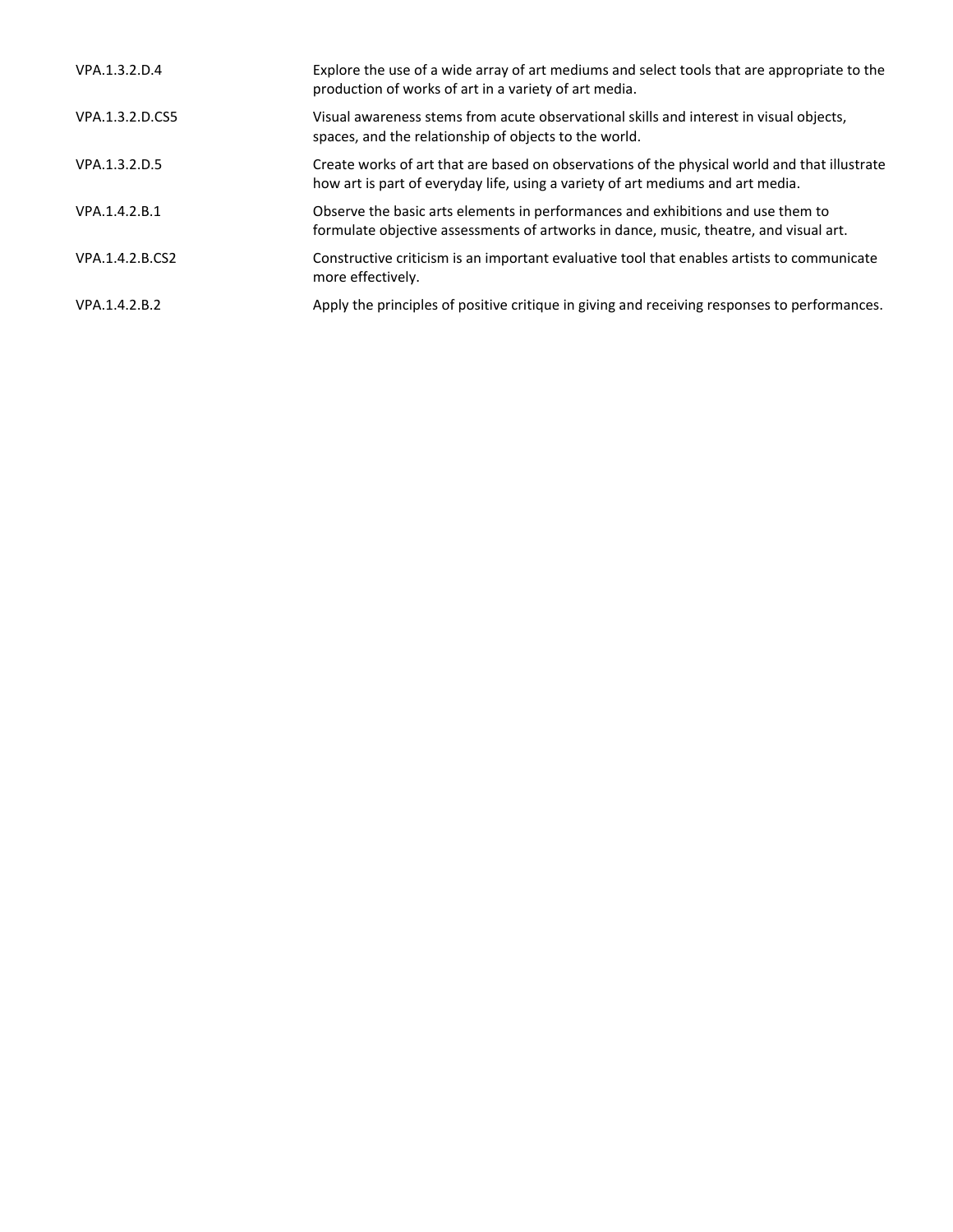| | |
|---|---|
| VPA.1.3.2.D.4 | Explore the use of a wide array of art mediums and select tools that are appropriate to the production of works of art in a variety of art media. |
| VPA.1.3.2.D.CS5 | Visual awareness stems from acute observational skills and interest in visual objects, spaces, and the relationship of objects to the world. |
| VPA.1.3.2.D.5 | Create works of art that are based on observations of the physical world and that illustrate how art is part of everyday life, using a variety of art mediums and art media. |
| VPA.1.4.2.B.1 | Observe the basic arts elements in performances and exhibitions and use them to formulate objective assessments of artworks in dance, music, theatre, and visual art. |
| VPA.1.4.2.B.CS2 | Constructive criticism is an important evaluative tool that enables artists to communicate more effectively. |
| VPA.1.4.2.B.2 | Apply the principles of positive critique in giving and receiving responses to performances. |